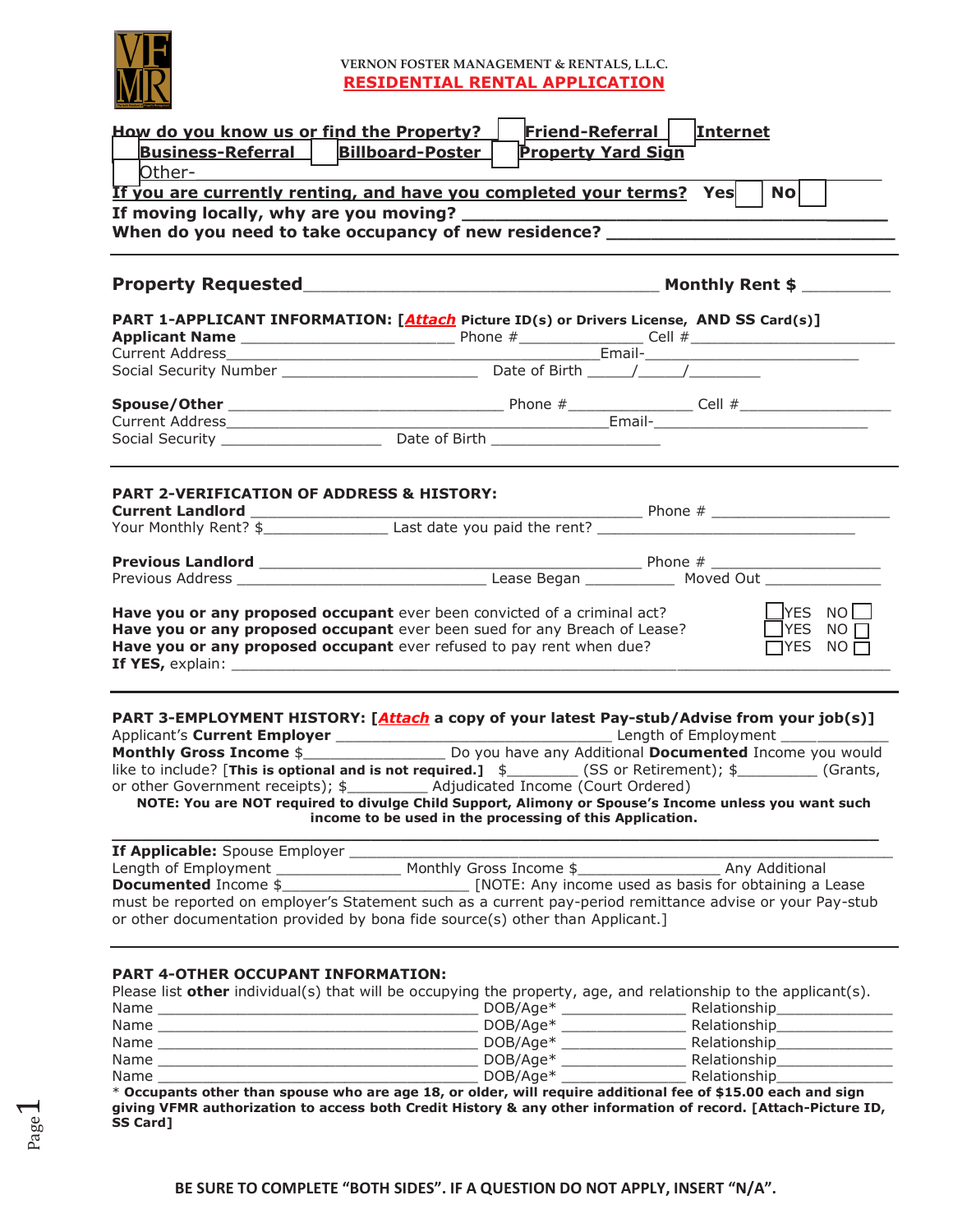VERNON FOSTER MANAGEMENT & RENTALS, L.L.C.

## RESIDENTIAL RENTAL APPLICATION

**How do you know us or find the Property?** ☐ **Friend-Referral** ☐ **Internet**
☐ **Business-Referral** ☐ **Billboard-Poster** ☐ **Property Yard Sign**
☐ Other- ____________________________________________________________

**If you are currently renting, and have you completed your terms? Yes** ☐ **No** ☐
**If moving locally, why are you moving?** ____________________________________________
**When do you need to take occupancy of new residence?** ___________________________

---

**Property Requested** ___________________________________ **Monthly Rent $** _________

**PART 1-APPLICANT INFORMATION: [*Attach* Picture ID(s) or Drivers License, AND SS Card(s)]**
**Applicant Name** ________________________ Phone #______________ Cell #________________________
Current Address__________________________________________Email-_______________________
Social Security Number ______________________ Date of Birth _____/_____/________

**Spouse/Other** _______________________________ Phone #______________ Cell #_________________
Current Address__________________________________________Email-________________________
Social Security __________________ Date of Birth ___________________

---

**PART 2-VERIFICATION OF ADDRESS & HISTORY:**
**Current Landlord** ____________________________________________ Phone # ____________________
Your Monthly Rent? $______________ Last date you paid the rent? ______________________________

**Previous Landlord** ___________________________________________ Phone # ___________________
Previous Address ____________________________ Lease Began __________ Moved Out ______________

**Have you or any proposed occupant** ever been convicted of a criminal act? ☐YES NO☐
**Have you or any proposed occupant** ever been sued for any Breach of Lease? ☐YES NO☐
**Have you or any proposed occupant** ever refused to pay rent when due? ☐YES NO☐
**If YES,** explain: __________________________________________________________________________

---

**PART 3-EMPLOYMENT HISTORY: [*Attach* a copy of your latest Pay-stub/Advise from your job(s)]**
Applicant's **Current Employer** _______________________________ Length of Employment ____________
**Monthly Gross Income** $________________ Do you have any Additional **Documented** Income you would like to include? [**This is optional and is not required.**] $________ (SS or Retirement); $_________ (Grants, or other Government receipts); $_________ Adjudicated Income (Court Ordered)

**NOTE: You are NOT required to divulge Child Support, Alimony or Spouse's Income unless you want such income to be used in the processing of this Application.**

---

**If Applicable:** Spouse Employer _______________________________________________________________
Length of Employment ______________ Monthly Gross Income $________________ Any Additional **Documented** Income $_____________________ [NOTE: Any income used as basis for obtaining a Lease must be reported on employer's Statement such as a current pay-period remittance advise or your Pay-stub or other documentation provided by bona fide source(s) other than Applicant.]

---

**PART 4-OTHER OCCUPANT INFORMATION:**
Please list **other** individual(s) that will be occupying the property, age, and relationship to the applicant(s).
Name ____________________________________ DOB/Age* ______________ Relationship______________
Name ____________________________________ DOB/Age* ______________ Relationship______________
Name ____________________________________ DOB/Age* ______________ Relationship______________
Name ____________________________________ DOB/Age* ______________ Relationship______________
Name ____________________________________ DOB/Age* ______________ Relationship______________

\* **Occupants other than spouse who are age 18, or older, will require additional fee of $15.00 each and sign giving VFMR authorization to access both Credit History & any other information of record. [Attach-Picture ID, SS Card]**

**BE SURE TO COMPLETE "BOTH SIDES". IF A QUESTION DO NOT APPLY, INSERT "N/A".**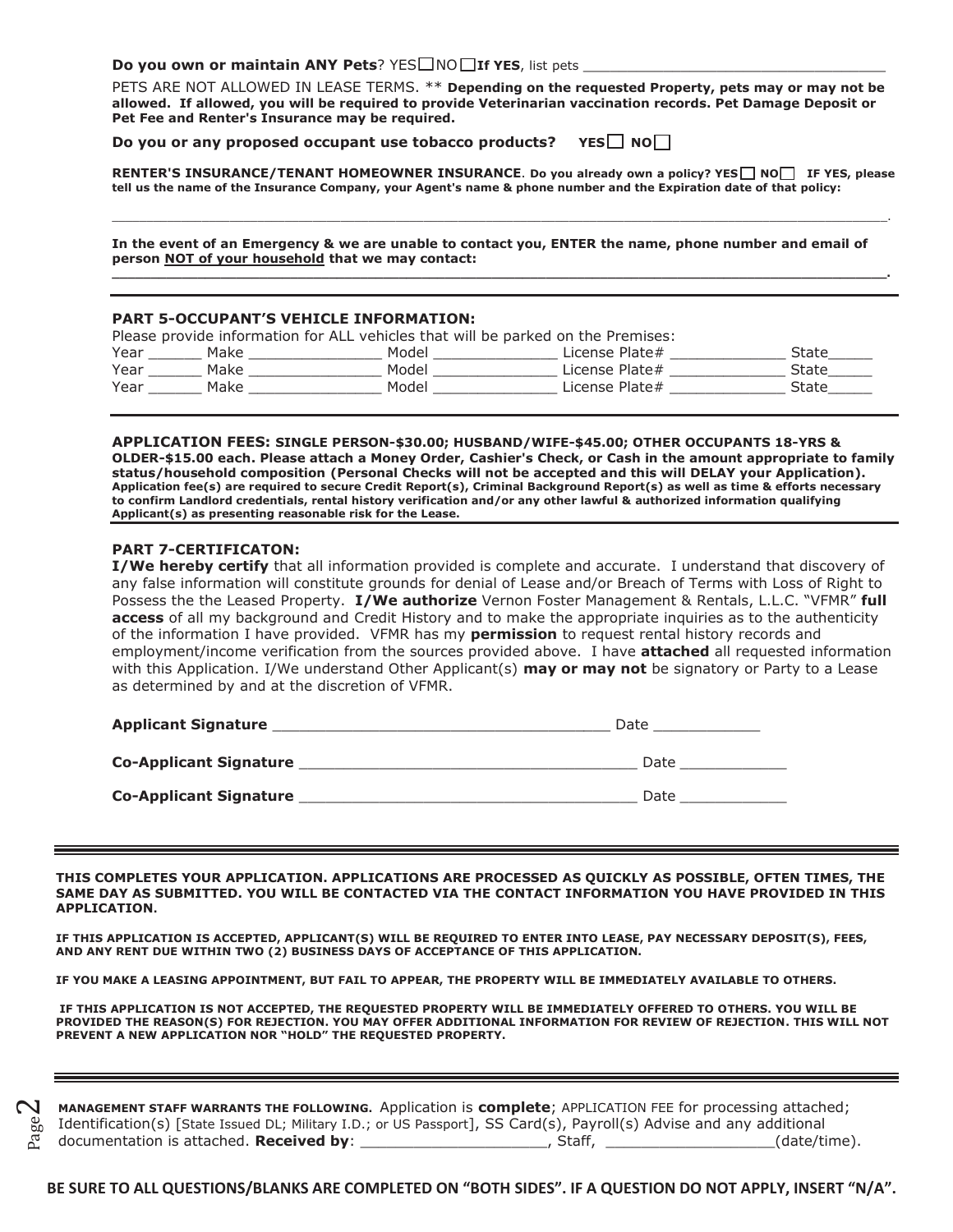**Do you own or maintain ANY Pets**? YES☐ NO☐ **If YES**, list pets ___________________________________

PETS ARE NOT ALLOWED IN LEASE TERMS. ** **Depending on the requested Property, pets may or may not be allowed. If allowed, you will be required to provide Veterinarian vaccination records. Pet Damage Deposit or Pet Fee and Renter's Insurance may be required.**

**Do you or any proposed occupant use tobacco products? YES☐ NO☐**

**RENTER'S INSURANCE/TENANT HOMEOWNER INSURANCE**. **Do you already own a policy? YES☐ NO☐ IF YES, please tell us the name of the Insurance Company, your Agent's name & phone number and the Expiration date of that policy:**

_____________________________________________________________________________________________.

**In the event of an Emergency & we are unable to contact you, ENTER the name, phone number and email of person NOT of your household that we may contact:**

**_____________________________________________________________________________________________.**

### PART 5-OCCUPANT'S VEHICLE INFORMATION:

Please provide information for ALL vehicles that will be parked on the Premises:

Year ______ Make _______________ Model ______________ License Plate# _____________ State_____

Year ______ Make _______________ Model ______________ License Plate# _____________ State_____

Year ______ Make _______________ Model ______________ License Plate# _____________ State_____

**APPLICATION FEES: SINGLE PERSON-$30.00; HUSBAND/WIFE-$45.00; OTHER OCCUPANTS 18-YRS & OLDER-$15.00 each. Please attach a Money Order, Cashier's Check, or Cash in the amount appropriate to family status/household composition (Personal Checks will not be accepted and this will DELAY your Application). Application fee(s) are required to secure Credit Report(s), Criminal Background Report(s) as well as time & efforts necessary to confirm Landlord credentials, rental history verification and/or any other lawful & authorized information qualifying Applicant(s) as presenting reasonable risk for the Lease.**

### PART 7-CERTIFICATON:

**I/We hereby certify** that all information provided is complete and accurate. I understand that discovery of any false information will constitute grounds for denial of Lease and/or Breach of Terms with Loss of Right to Possess the the Leased Property. **I/We authorize** Vernon Foster Management & Rentals, L.L.C. "VFMR" **full access** of all my background and Credit History and to make the appropriate inquiries as to the authenticity of the information I have provided. VFMR has my **permission** to request rental history records and employment/income verification from the sources provided above. I have **attached** all requested information with this Application. I/We understand Other Applicant(s) **may or may not** be signatory or Party to a Lease as determined by and at the discretion of VFMR.

**Applicant Signature** _____________________________________ Date ____________

**Co-Applicant Signature** _____________________________________ Date ____________

**Co-Applicant Signature** _____________________________________ Date ____________

**THIS COMPLETES YOUR APPLICATION. APPLICATIONS ARE PROCESSED AS QUICKLY AS POSSIBLE, OFTEN TIMES, THE SAME DAY AS SUBMITTED. YOU WILL BE CONTACTED VIA THE CONTACT INFORMATION YOU HAVE PROVIDED IN THIS APPLICATION.**

**IF THIS APPLICATION IS ACCEPTED, APPLICANT(S) WILL BE REQUIRED TO ENTER INTO LEASE, PAY NECESSARY DEPOSIT(S), FEES, AND ANY RENT DUE WITHIN TWO (2) BUSINESS DAYS OF ACCEPTANCE OF THIS APPLICATION.**

**IF YOU MAKE A LEASING APPOINTMENT, BUT FAIL TO APPEAR, THE PROPERTY WILL BE IMMEDIATELY AVAILABLE TO OTHERS.**

**IF THIS APPLICATION IS NOT ACCEPTED, THE REQUESTED PROPERTY WILL BE IMMEDIATELY OFFERED TO OTHERS. YOU WILL BE PROVIDED THE REASON(S) FOR REJECTION. YOU MAY OFFER ADDITIONAL INFORMATION FOR REVIEW OF REJECTION. THIS WILL NOT PREVENT A NEW APPLICATION NOR "HOLD" THE REQUESTED PROPERTY.**

**MANAGEMENT STAFF WARRANTS THE FOLLOWING.** Application is **complete**; APPLICATION FEE for processing attached; Identification(s) [State Issued DL; Military I.D.; or US Passport], SS Card(s), Payroll(s) Advise and any additional documentation is attached. **Received by**: ____________________, Staff, __________________(date/time).

**BE SURE TO ALL QUESTIONS/BLANKS ARE COMPLETED ON "BOTH SIDES". IF A QUESTION DO NOT APPLY, INSERT "N/A".**